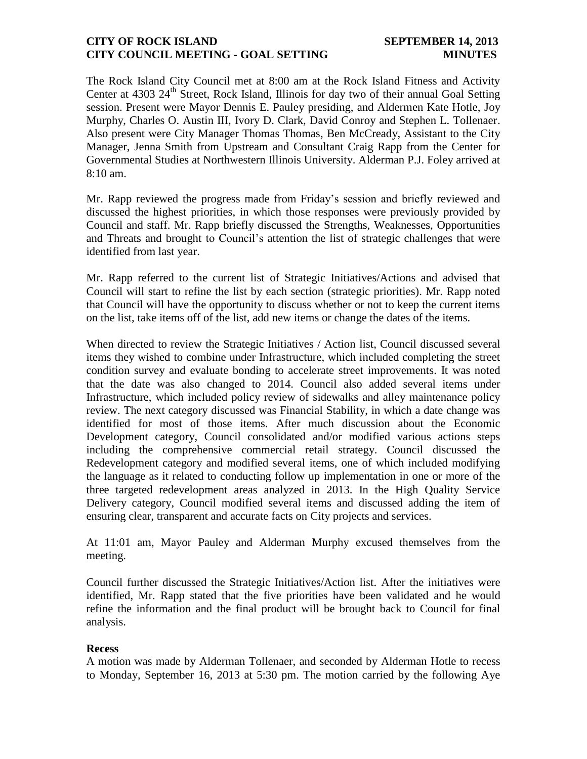**CITY OF ROCK ISLAND SEPTEMBER 14, 2013**
**CITY COUNCIL MEETING - GOAL SETTING MINUTES**

The Rock Island City Council met at 8:00 am at the Rock Island Fitness and Activity Center at 4303 24th Street, Rock Island, Illinois for day two of their annual Goal Setting session. Present were Mayor Dennis E. Pauley presiding, and Aldermen Kate Hotle, Joy Murphy, Charles O. Austin III, Ivory D. Clark, David Conroy and Stephen L. Tollenaer. Also present were City Manager Thomas Thomas, Ben McCready, Assistant to the City Manager, Jenna Smith from Upstream and Consultant Craig Rapp from the Center for Governmental Studies at Northwestern Illinois University. Alderman P.J. Foley arrived at 8:10 am.

Mr. Rapp reviewed the progress made from Friday's session and briefly reviewed and discussed the highest priorities, in which those responses were previously provided by Council and staff. Mr. Rapp briefly discussed the Strengths, Weaknesses, Opportunities and Threats and brought to Council's attention the list of strategic challenges that were identified from last year.

Mr. Rapp referred to the current list of Strategic Initiatives/Actions and advised that Council will start to refine the list by each section (strategic priorities). Mr. Rapp noted that Council will have the opportunity to discuss whether or not to keep the current items on the list, take items off of the list, add new items or change the dates of the items.

When directed to review the Strategic Initiatives / Action list, Council discussed several items they wished to combine under Infrastructure, which included completing the street condition survey and evaluate bonding to accelerate street improvements. It was noted that the date was also changed to 2014. Council also added several items under Infrastructure, which included policy review of sidewalks and alley maintenance policy review. The next category discussed was Financial Stability, in which a date change was identified for most of those items. After much discussion about the Economic Development category, Council consolidated and/or modified various actions steps including the comprehensive commercial retail strategy. Council discussed the Redevelopment category and modified several items, one of which included modifying the language as it related to conducting follow up implementation in one or more of the three targeted redevelopment areas analyzed in 2013. In the High Quality Service Delivery category, Council modified several items and discussed adding the item of ensuring clear, transparent and accurate facts on City projects and services.

At 11:01 am, Mayor Pauley and Alderman Murphy excused themselves from the meeting.

Council further discussed the Strategic Initiatives/Action list. After the initiatives were identified, Mr. Rapp stated that the five priorities have been validated and he would refine the information and the final product will be brought back to Council for final analysis.

**Recess**

A motion was made by Alderman Tollenaer, and seconded by Alderman Hotle to recess to Monday, September 16, 2013 at 5:30 pm. The motion carried by the following Aye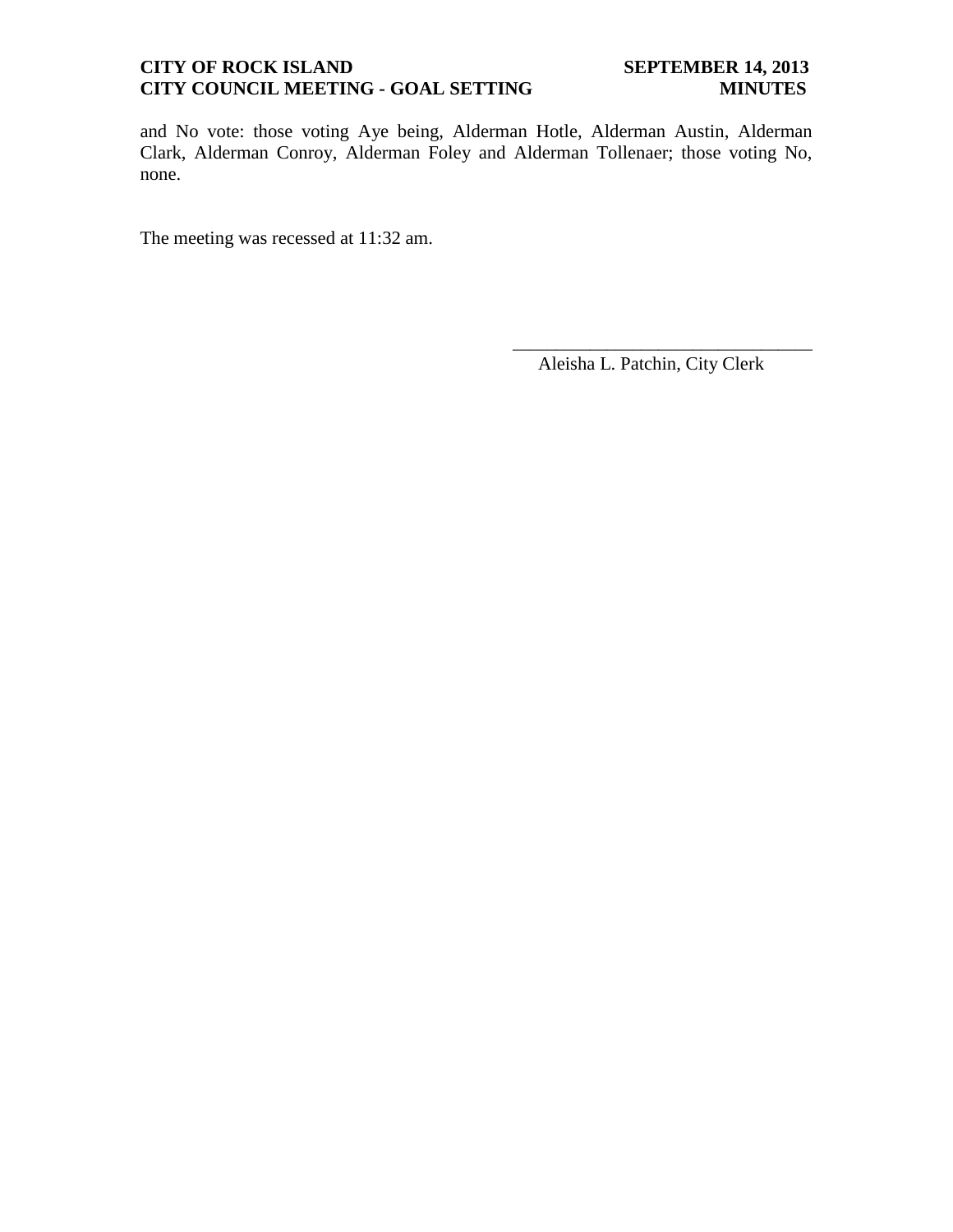and No vote: those voting Aye being, Alderman Hotle, Alderman Austin, Alderman Clark, Alderman Conroy, Alderman Foley and Alderman Tollenaer; those voting No, none.

The meeting was recessed at 11:32 am.

\_\_\_\_\_\_\_\_\_\_\_\_\_\_\_\_\_\_\_\_\_\_\_\_\_\_\_\_\_\_\_\_\_\_

Aleisha L. Patchin, City Clerk